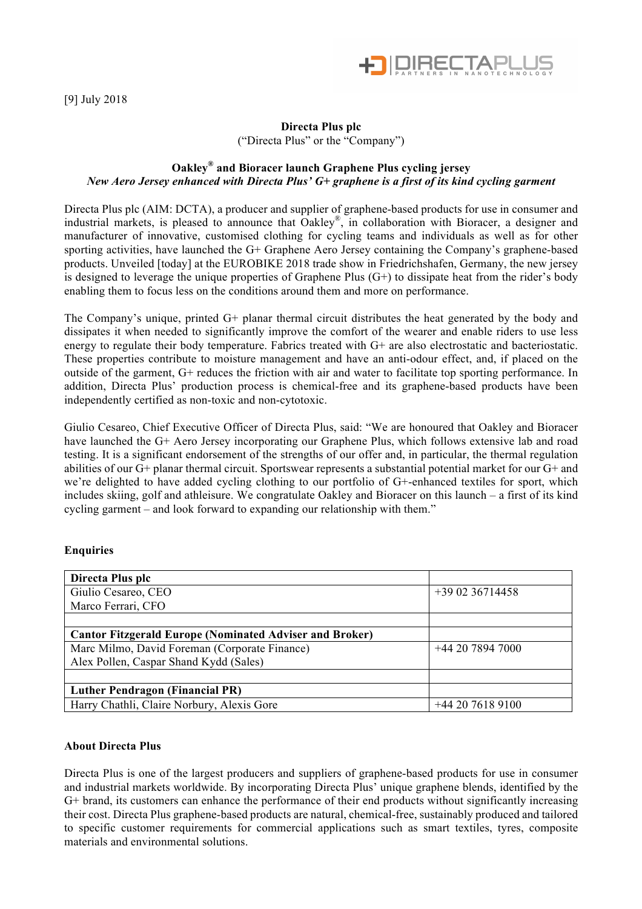[9] July 2018

**Directa Plus plc**
("Directa Plus" or the "Company")

**Oakley® and Bioracer launch Graphene Plus cycling jersey**
***New Aero Jersey enhanced with Directa Plus' G+ graphene is a first of its kind cycling garment***

Directa Plus plc (AIM: DCTA), a producer and supplier of graphene-based products for use in consumer and industrial markets, is pleased to announce that Oakley®, in collaboration with Bioracer, a designer and manufacturer of innovative, customised clothing for cycling teams and individuals as well as for other sporting activities, have launched the G+ Graphene Aero Jersey containing the Company's graphene-based products. Unveiled [today] at the EUROBIKE 2018 trade show in Friedrichshafen, Germany, the new jersey is designed to leverage the unique properties of Graphene Plus (G+) to dissipate heat from the rider's body enabling them to focus less on the conditions around them and more on performance.

The Company's unique, printed G+ planar thermal circuit distributes the heat generated by the body and dissipates it when needed to significantly improve the comfort of the wearer and enable riders to use less energy to regulate their body temperature. Fabrics treated with G+ are also electrostatic and bacteriostatic. These properties contribute to moisture management and have an anti-odour effect, and, if placed on the outside of the garment, G+ reduces the friction with air and water to facilitate top sporting performance. In addition, Directa Plus' production process is chemical-free and its graphene-based products have been independently certified as non-toxic and non-cytotoxic.

Giulio Cesareo, Chief Executive Officer of Directa Plus, said: "We are honoured that Oakley and Bioracer have launched the G+ Aero Jersey incorporating our Graphene Plus, which follows extensive lab and road testing. It is a significant endorsement of the strengths of our offer and, in particular, the thermal regulation abilities of our G+ planar thermal circuit. Sportswear represents a substantial potential market for our G+ and we're delighted to have added cycling clothing to our portfolio of G+-enhanced textiles for sport, which includes skiing, golf and athleisure. We congratulate Oakley and Bioracer on this launch – a first of its kind cycling garment – and look forward to expanding our relationship with them."

**Enquiries**

| **Directa Plus plc** | |
|---|---|
| Giulio Cesareo, CEO<br>Marco Ferrari, CFO | +39 02 36714458 |
| | |
| **Cantor Fitzgerald Europe (Nominated Adviser and Broker)** | |
| Marc Milmo, David Foreman (Corporate Finance)<br>Alex Pollen, Caspar Shand Kydd (Sales) | +44 20 7894 7000 |
| | |
| **Luther Pendragon (Financial PR)** | |
| Harry Chathli, Claire Norbury, Alexis Gore | +44 20 7618 9100 |

**About Directa Plus**

Directa Plus is one of the largest producers and suppliers of graphene-based products for use in consumer and industrial markets worldwide. By incorporating Directa Plus' unique graphene blends, identified by the G+ brand, its customers can enhance the performance of their end products without significantly increasing their cost. Directa Plus graphene-based products are natural, chemical-free, sustainably produced and tailored to specific customer requirements for commercial applications such as smart textiles, tyres, composite materials and environmental solutions.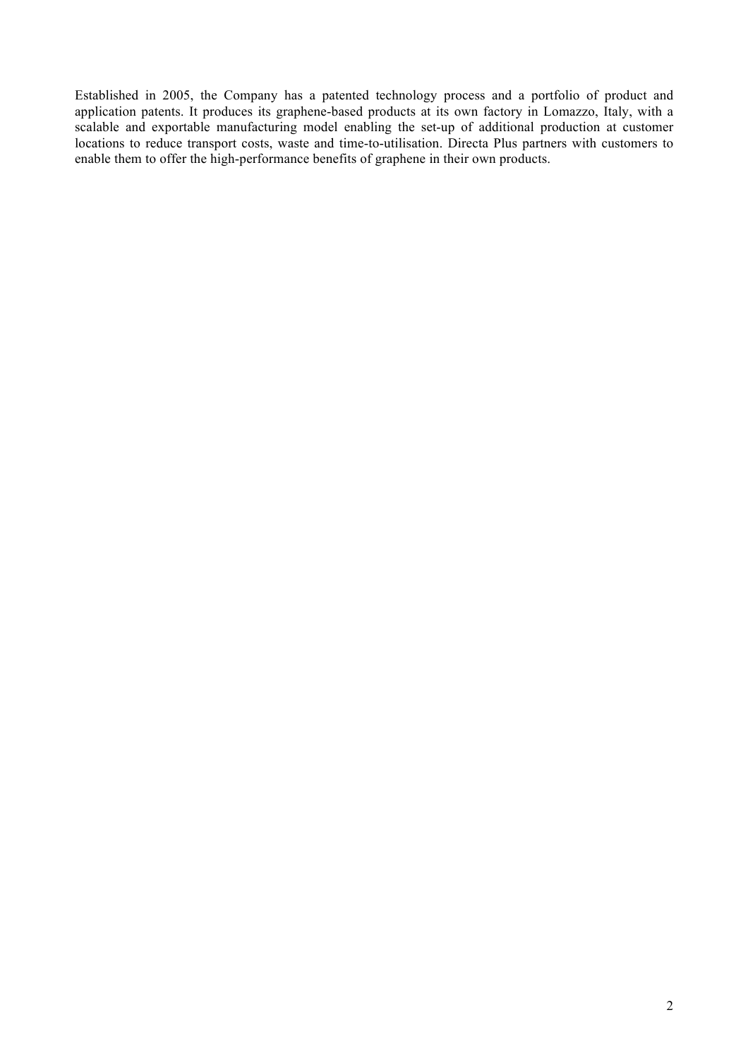Established in 2005, the Company has a patented technology process and a portfolio of product and application patents. It produces its graphene-based products at its own factory in Lomazzo, Italy, with a scalable and exportable manufacturing model enabling the set-up of additional production at customer locations to reduce transport costs, waste and time-to-utilisation. Directa Plus partners with customers to enable them to offer the high-performance benefits of graphene in their own products.